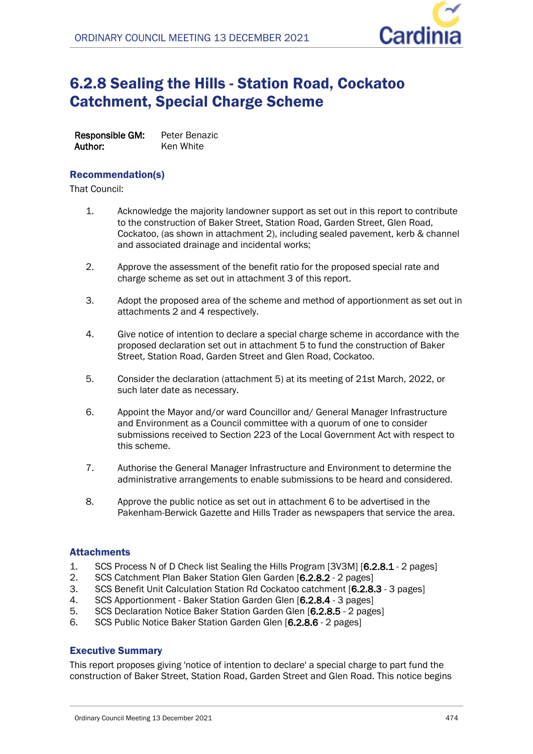# 6.2.8 Sealing the Hills - Station Road, Cockatoo Catchment, Special Charge Scheme

**Responsible GM:** Peter Benazic
**Author:** Ken White

## Recommendation(s)

That Council:

1. Acknowledge the majority landowner support as set out in this report to contribute to the construction of Baker Street, Station Road, Garden Street, Glen Road, Cockatoo, (as shown in attachment 2), including sealed pavement, kerb & channel and associated drainage and incidental works;

2. Approve the assessment of the benefit ratio for the proposed special rate and charge scheme as set out in attachment 3 of this report.

3. Adopt the proposed area of the scheme and method of apportionment as set out in attachments 2 and 4 respectively.

4. Give notice of intention to declare a special charge scheme in accordance with the proposed declaration set out in attachment 5 to fund the construction of Baker Street, Station Road, Garden Street and Glen Road, Cockatoo.

5. Consider the declaration (attachment 5) at its meeting of 21st March, 2022, or such later date as necessary.

6. Appoint the Mayor and/or ward Councillor and/ General Manager Infrastructure and Environment as a Council committee with a quorum of one to consider submissions received to Section 223 of the Local Government Act with respect to this scheme.

7. Authorise the General Manager Infrastructure and Environment to determine the administrative arrangements to enable submissions to be heard and considered.

8. Approve the public notice as set out in attachment 6 to be advertised in the Pakenham-Berwick Gazette and Hills Trader as newspapers that service the area.

## Attachments

1. SCS Process N of D Check list Sealing the Hills Program [3V3M] [**6.2.8.1** - 2 pages]
2. SCS Catchment Plan Baker Station Glen Garden [**6.2.8.2** - 2 pages]
3. SCS Benefit Unit Calculation Station Rd Cockatoo catchment [**6.2.8.3** - 3 pages]
4. SCS Apportionment - Baker Station Garden Glen [**6.2.8.4** - 3 pages]
5. SCS Declaration Notice Baker Station Garden Glen [**6.2.8.5** - 2 pages]
6. SCS Public Notice Baker Station Garden Glen [**6.2.8.6** - 2 pages]

## Executive Summary

This report proposes giving 'notice of intention to declare' a special charge to part fund the construction of Baker Street, Station Road, Garden Street and Glen Road. This notice begins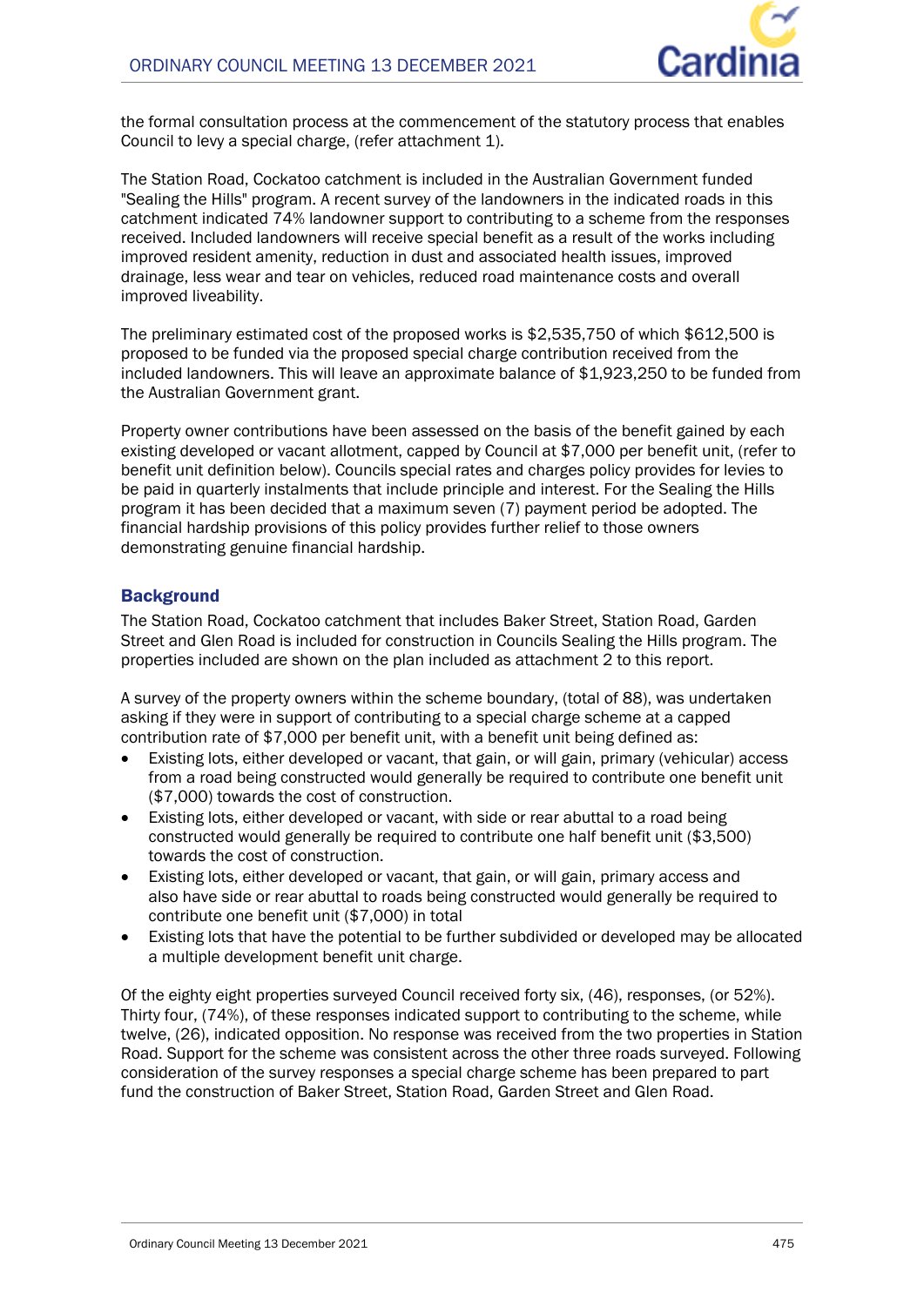the formal consultation process at the commencement of the statutory process that enables Council to levy a special charge, (refer attachment 1).

The Station Road, Cockatoo catchment is included in the Australian Government funded "Sealing the Hills" program. A recent survey of the landowners in the indicated roads in this catchment indicated 74% landowner support to contributing to a scheme from the responses received. Included landowners will receive special benefit as a result of the works including improved resident amenity, reduction in dust and associated health issues, improved drainage, less wear and tear on vehicles, reduced road maintenance costs and overall improved liveability.

The preliminary estimated cost of the proposed works is $2,535,750 of which $612,500 is proposed to be funded via the proposed special charge contribution received from the included landowners. This will leave an approximate balance of $1,923,250 to be funded from the Australian Government grant.

Property owner contributions have been assessed on the basis of the benefit gained by each existing developed or vacant allotment, capped by Council at $7,000 per benefit unit, (refer to benefit unit definition below). Councils special rates and charges policy provides for levies to be paid in quarterly instalments that include principle and interest. For the Sealing the Hills program it has been decided that a maximum seven (7) payment period be adopted. The financial hardship provisions of this policy provides further relief to those owners demonstrating genuine financial hardship.

## Background

The Station Road, Cockatoo catchment that includes Baker Street, Station Road, Garden Street and Glen Road is included for construction in Councils Sealing the Hills program. The properties included are shown on the plan included as attachment 2 to this report.

A survey of the property owners within the scheme boundary, (total of 88), was undertaken asking if they were in support of contributing to a special charge scheme at a capped contribution rate of $7,000 per benefit unit, with a benefit unit being defined as:

- Existing lots, either developed or vacant, that gain, or will gain, primary (vehicular) access from a road being constructed would generally be required to contribute one benefit unit ($7,000) towards the cost of construction.
- Existing lots, either developed or vacant, with side or rear abuttal to a road being constructed would generally be required to contribute one half benefit unit ($3,500) towards the cost of construction.
- Existing lots, either developed or vacant, that gain, or will gain, primary access and also have side or rear abuttal to roads being constructed would generally be required to contribute one benefit unit ($7,000) in total
- Existing lots that have the potential to be further subdivided or developed may be allocated a multiple development benefit unit charge.

Of the eighty eight properties surveyed Council received forty six, (46), responses, (or 52%). Thirty four, (74%), of these responses indicated support to contributing to the scheme, while twelve, (26), indicated opposition. No response was received from the two properties in Station Road. Support for the scheme was consistent across the other three roads surveyed. Following consideration of the survey responses a special charge scheme has been prepared to part fund the construction of Baker Street, Station Road, Garden Street and Glen Road.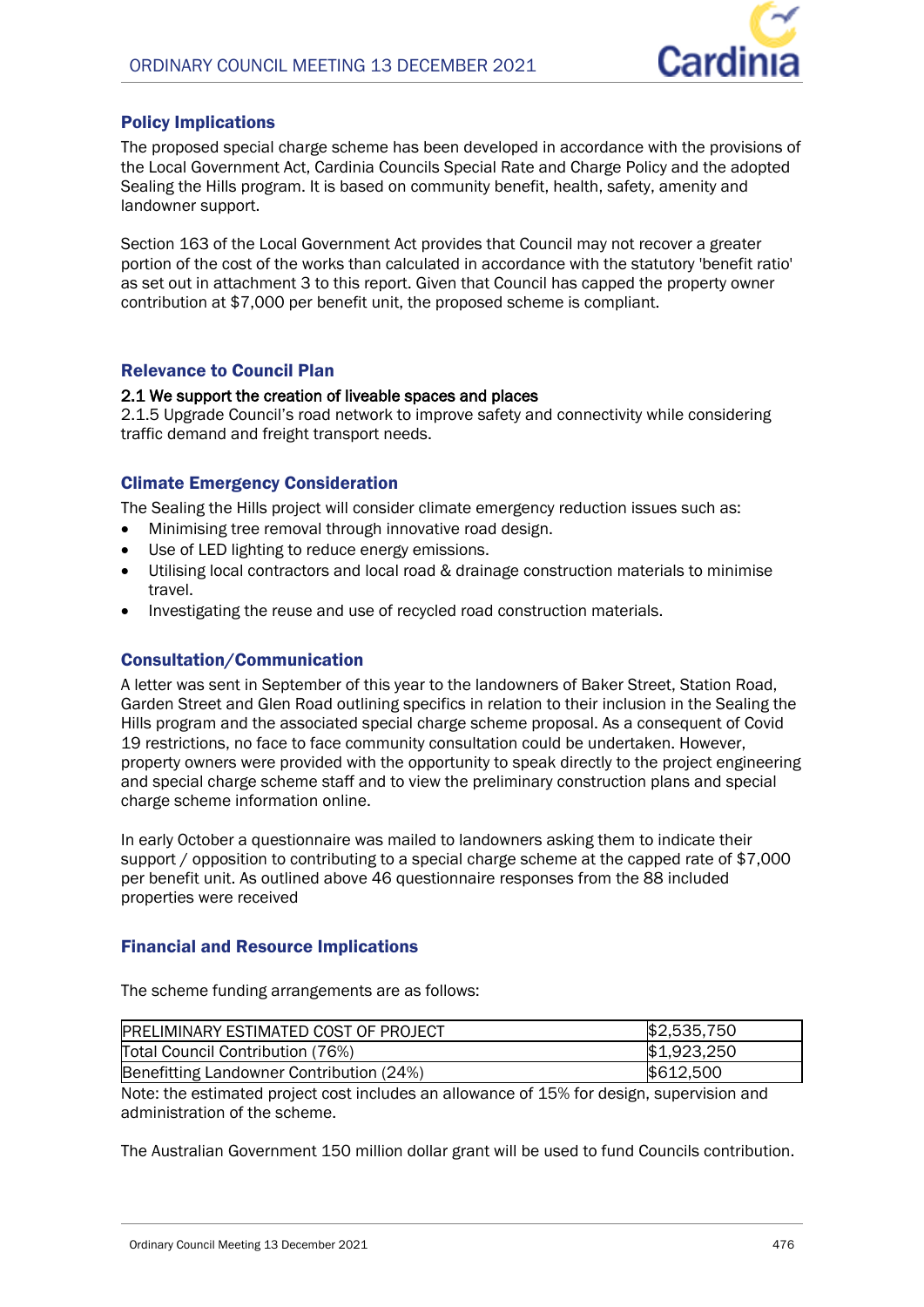## Policy Implications

The proposed special charge scheme has been developed in accordance with the provisions of the Local Government Act, Cardinia Councils Special Rate and Charge Policy and the adopted Sealing the Hills program. It is based on community benefit, health, safety, amenity and landowner support.

Section 163 of the Local Government Act provides that Council may not recover a greater portion of the cost of the works than calculated in accordance with the statutory 'benefit ratio' as set out in attachment 3 to this report. Given that Council has capped the property owner contribution at $7,000 per benefit unit, the proposed scheme is compliant.

## Relevance to Council Plan

**2.1 We support the creation of liveable spaces and places**

2.1.5 Upgrade Council's road network to improve safety and connectivity while considering traffic demand and freight transport needs.

## Climate Emergency Consideration

The Sealing the Hills project will consider climate emergency reduction issues such as:

- Minimising tree removal through innovative road design.
- Use of LED lighting to reduce energy emissions.
- Utilising local contractors and local road & drainage construction materials to minimise travel.
- Investigating the reuse and use of recycled road construction materials.

## Consultation/Communication

A letter was sent in September of this year to the landowners of Baker Street, Station Road, Garden Street and Glen Road outlining specifics in relation to their inclusion in the Sealing the Hills program and the associated special charge scheme proposal. As a consequent of Covid 19 restrictions, no face to face community consultation could be undertaken. However, property owners were provided with the opportunity to speak directly to the project engineering and special charge scheme staff and to view the preliminary construction plans and special charge scheme information online.

In early October a questionnaire was mailed to landowners asking them to indicate their support / opposition to contributing to a special charge scheme at the capped rate of $7,000 per benefit unit. As outlined above 46 questionnaire responses from the 88 included properties were received

## Financial and Resource Implications

The scheme funding arrangements are as follows:

| PRELIMINARY ESTIMATED COST OF PROJECT | $2,535,750 |
|---|---|
| Total Council Contribution (76%) | $1,923,250 |
| Benefitting Landowner Contribution (24%) | $612,500 |

Note: the estimated project cost includes an allowance of 15% for design, supervision and administration of the scheme.

The Australian Government 150 million dollar grant will be used to fund Councils contribution.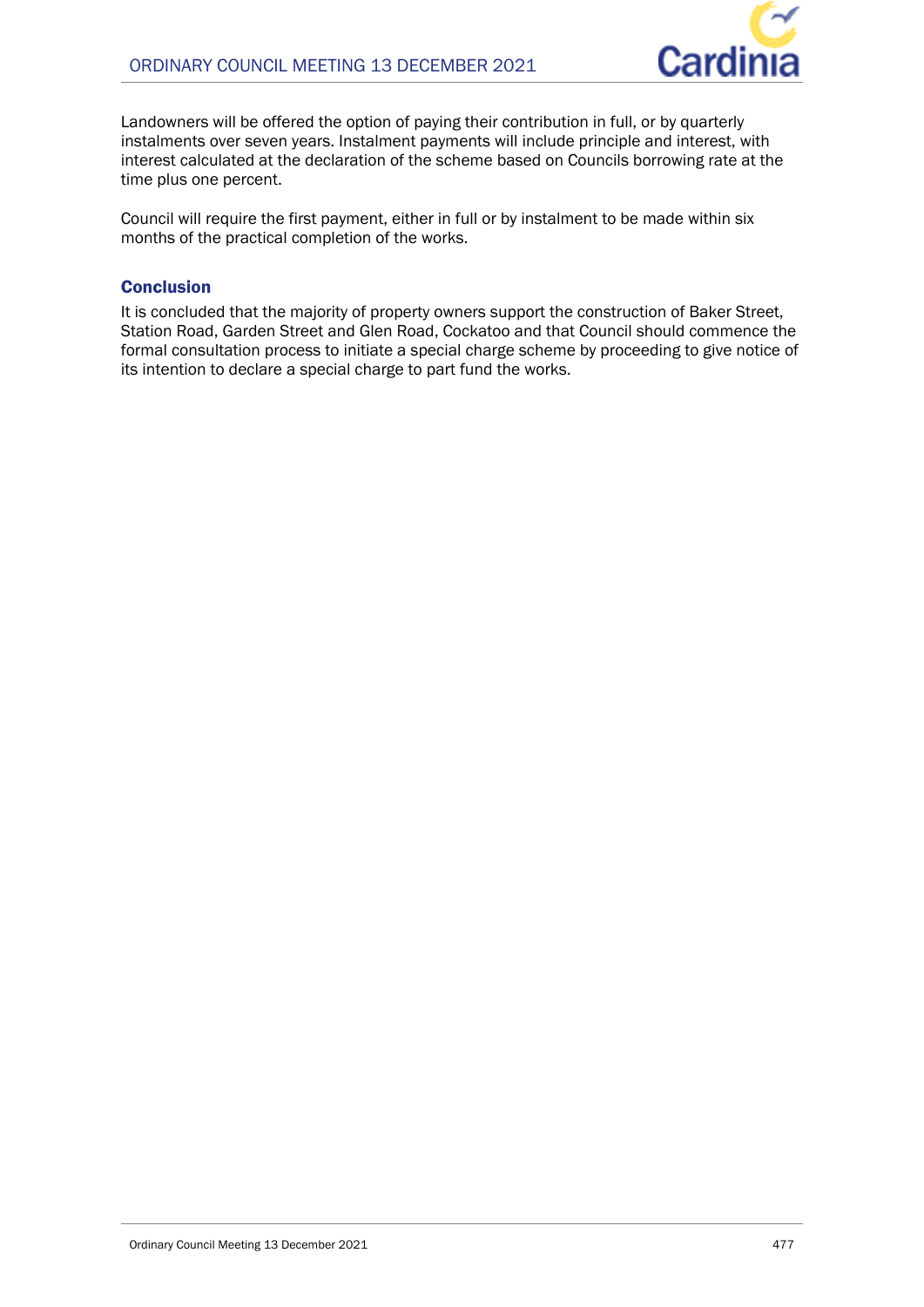Landowners will be offered the option of paying their contribution in full, or by quarterly instalments over seven years. Instalment payments will include principle and interest, with interest calculated at the declaration of the scheme based on Councils borrowing rate at the time plus one percent.

Council will require the first payment, either in full or by instalment to be made within six months of the practical completion of the works.

### Conclusion

It is concluded that the majority of property owners support the construction of Baker Street, Station Road, Garden Street and Glen Road, Cockatoo and that Council should commence the formal consultation process to initiate a special charge scheme by proceeding to give notice of its intention to declare a special charge to part fund the works.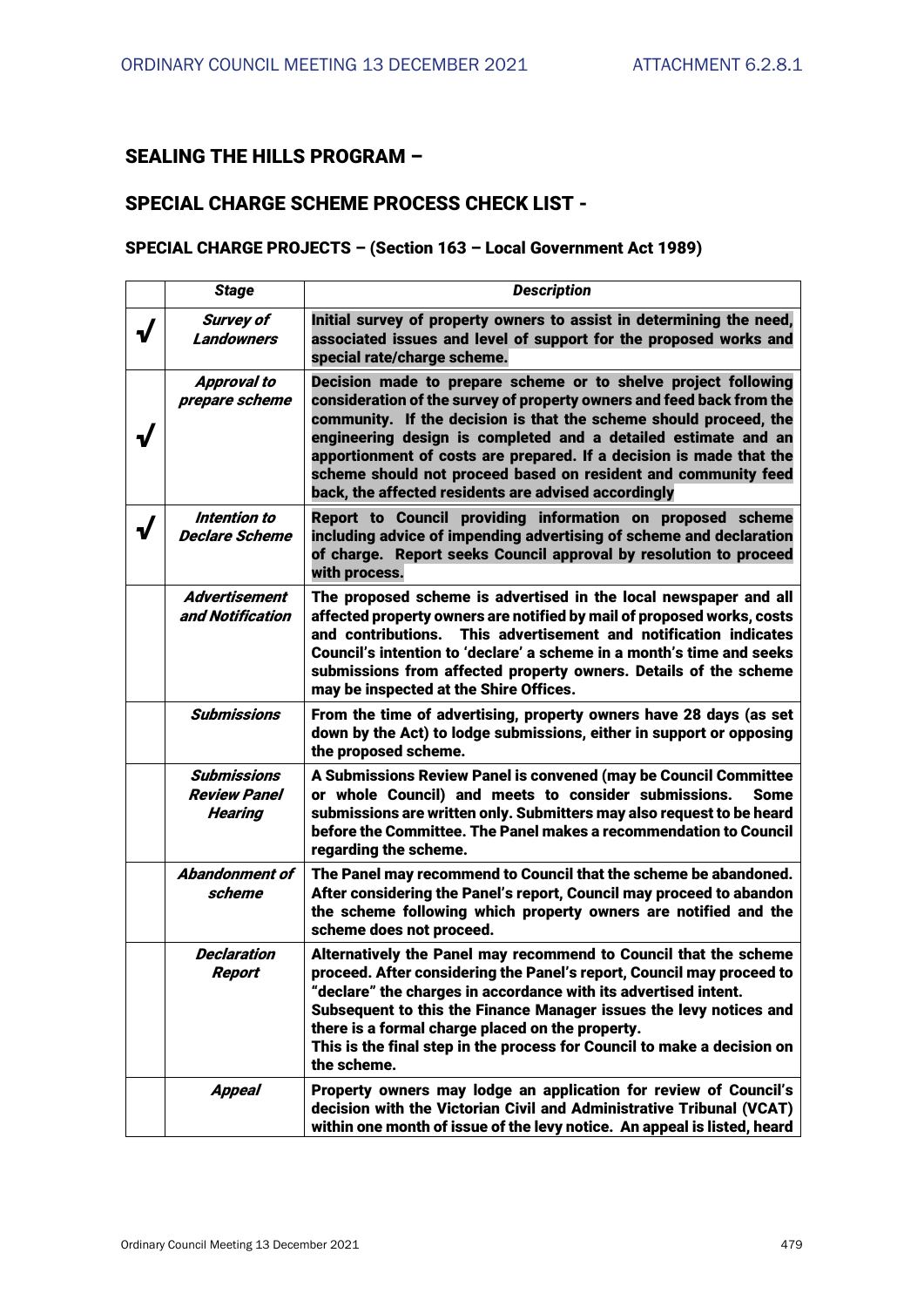## SEALING THE HILLS PROGRAM –

## SPECIAL CHARGE SCHEME PROCESS CHECK LIST -

### SPECIAL CHARGE PROJECTS – (Section 163 – Local Government Act 1989)

| | *Stage* | *Description* |
|---|---|---|
| √ | ***Survey of Landowners*** | **Initial survey of property owners to assist in determining the need, associated issues and level of support for the proposed works and special rate/charge scheme.** |
| √ | ***Approval to prepare scheme*** | **Decision made to prepare scheme or to shelve project following consideration of the survey of property owners and feed back from the community. If the decision is that the scheme should proceed, the engineering design is completed and a detailed estimate and an apportionment of costs are prepared. If a decision is made that the scheme should not proceed based on resident and community feed back, the affected residents are advised accordingly** |
| √ | ***Intention to Declare Scheme*** | **Report to Council providing information on proposed scheme including advice of impending advertising of scheme and declaration of charge. Report seeks Council approval by resolution to proceed with process.** |
| | ***Advertisement and Notification*** | **The proposed scheme is advertised in the local newspaper and all affected property owners are notified by mail of proposed works, costs and contributions. This advertisement and notification indicates Council's intention to 'declare' a scheme in a month's time and seeks submissions from affected property owners. Details of the scheme may be inspected at the Shire Offices.** |
| | ***Submissions*** | **From the time of advertising, property owners have 28 days (as set down by the Act) to lodge submissions, either in support or opposing the proposed scheme.** |
| | ***Submissions Review Panel Hearing*** | **A Submissions Review Panel is convened (may be Council Committee or whole Council) and meets to consider submissions. Some submissions are written only. Submitters may also request to be heard before the Committee. The Panel makes a recommendation to Council regarding the scheme.** |
| | ***Abandonment of scheme*** | **The Panel may recommend to Council that the scheme be abandoned. After considering the Panel's report, Council may proceed to abandon the scheme following which property owners are notified and the scheme does not proceed.** |
| | ***Declaration Report*** | **Alternatively the Panel may recommend to Council that the scheme proceed. After considering the Panel's report, Council may proceed to "declare" the charges in accordance with its advertised intent. Subsequent to this the Finance Manager issues the levy notices and there is a formal charge placed on the property. This is the final step in the process for Council to make a decision on the scheme.** |
| | ***Appeal*** | **Property owners may lodge an application for review of Council's decision with the Victorian Civil and Administrative Tribunal (VCAT) within one month of issue of the levy notice. An appeal is listed, heard** |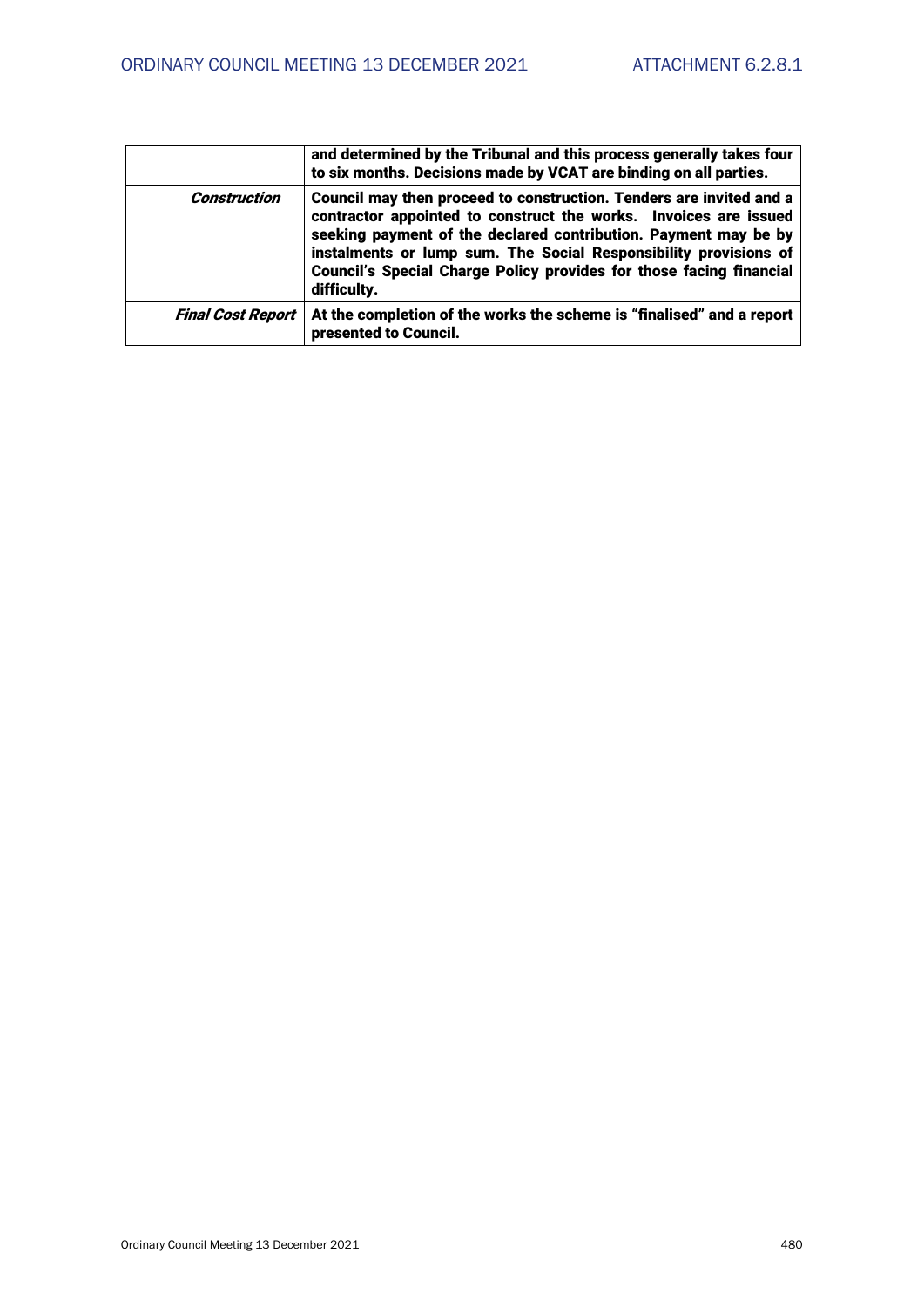| | | |
|---|---|---|
| | | **and determined by the Tribunal and this process generally takes four to six months. Decisions made by VCAT are binding on all parties.** |
| | ***Construction*** | **Council may then proceed to construction. Tenders are invited and a contractor appointed to construct the works. Invoices are issued seeking payment of the declared contribution. Payment may be by instalments or lump sum. The Social Responsibility provisions of Council's Special Charge Policy provides for those facing financial difficulty.** |
| | ***Final Cost Report*** | **At the completion of the works the scheme is "finalised" and a report presented to Council.** |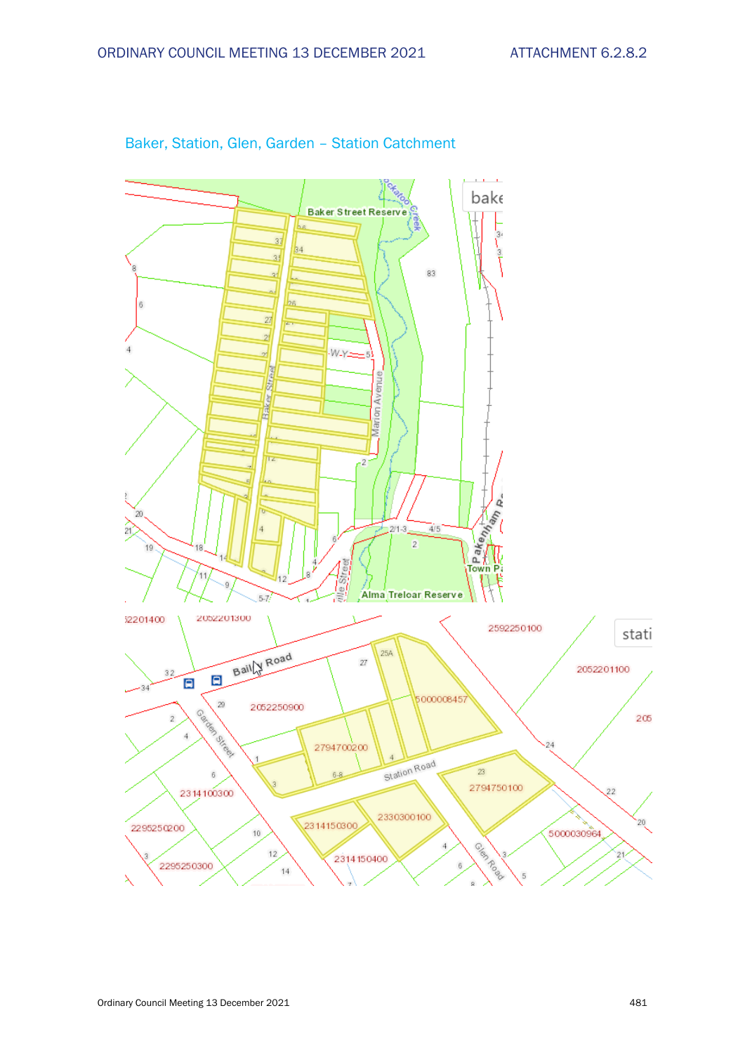## Baker, Station, Glen, Garden – Station Catchment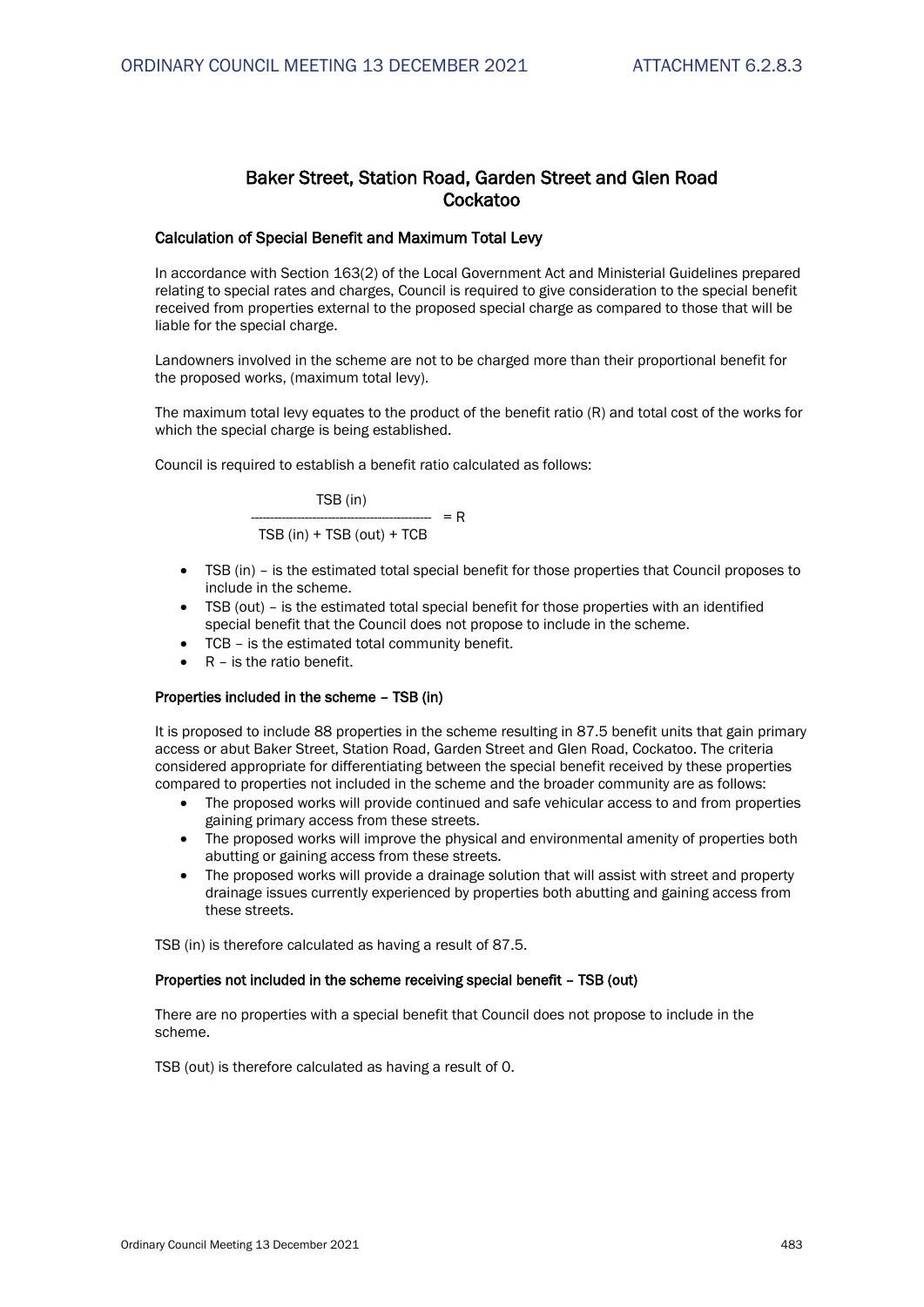# Baker Street, Station Road, Garden Street and Glen Road Cockatoo

## Calculation of Special Benefit and Maximum Total Levy

In accordance with Section 163(2) of the Local Government Act and Ministerial Guidelines prepared relating to special rates and charges, Council is required to give consideration to the special benefit received from properties external to the proposed special charge as compared to those that will be liable for the special charge.

Landowners involved in the scheme are not to be charged more than their proportional benefit for the proposed works, (maximum total levy).

The maximum total levy equates to the product of the benefit ratio (R) and total cost of the works for which the special charge is being established.

Council is required to establish a benefit ratio calculated as follows:

$$\frac{TSB\ (in)}{TSB\ (in) + TSB\ (out) + TCB} = R$$

- TSB (in) – is the estimated total special benefit for those properties that Council proposes to include in the scheme.
- TSB (out) – is the estimated total special benefit for those properties with an identified special benefit that the Council does not propose to include in the scheme.
- TCB – is the estimated total community benefit.
- R – is the ratio benefit.

### Properties included in the scheme – TSB (in)

It is proposed to include 88 properties in the scheme resulting in 87.5 benefit units that gain primary access or abut Baker Street, Station Road, Garden Street and Glen Road, Cockatoo. The criteria considered appropriate for differentiating between the special benefit received by these properties compared to properties not included in the scheme and the broader community are as follows:

- The proposed works will provide continued and safe vehicular access to and from properties gaining primary access from these streets.
- The proposed works will improve the physical and environmental amenity of properties both abutting or gaining access from these streets.
- The proposed works will provide a drainage solution that will assist with street and property drainage issues currently experienced by properties both abutting and gaining access from these streets.

TSB (in) is therefore calculated as having a result of 87.5.

### Properties not included in the scheme receiving special benefit – TSB (out)

There are no properties with a special benefit that Council does not propose to include in the scheme.

TSB (out) is therefore calculated as having a result of 0.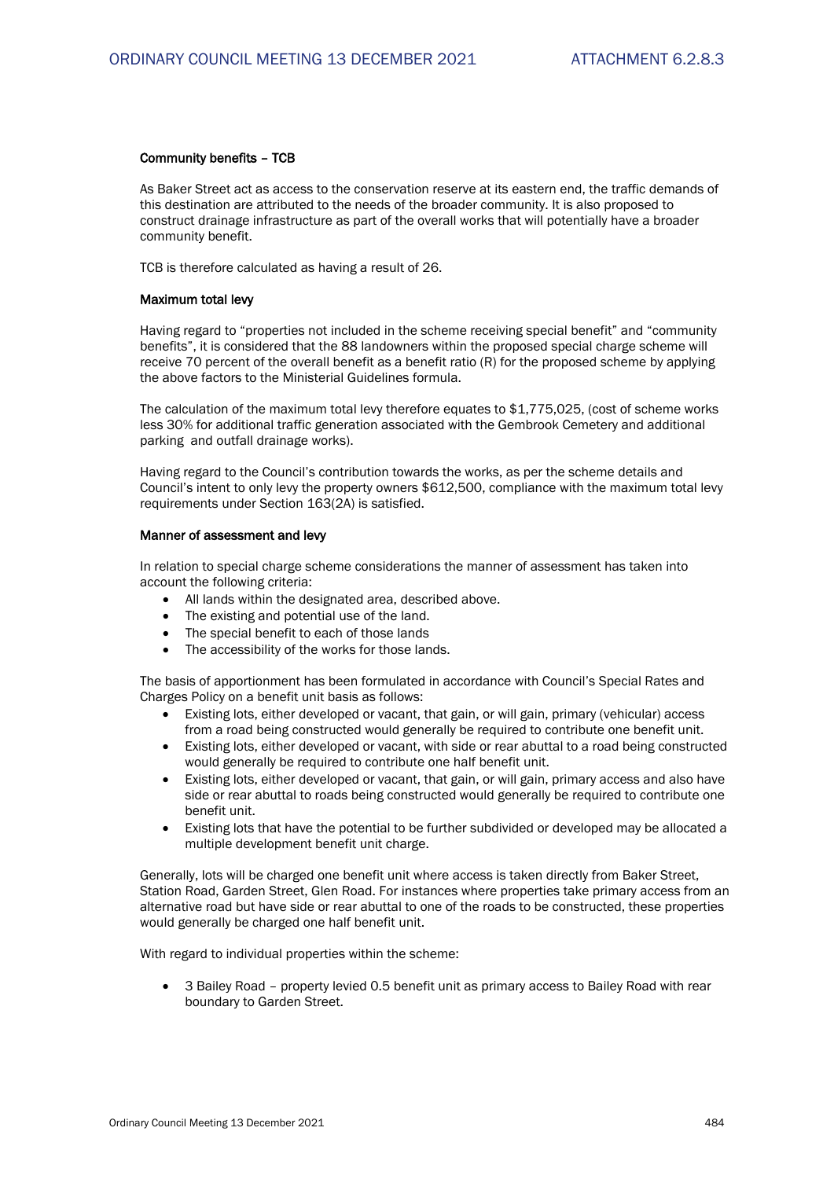**Community benefits – TCB**

As Baker Street act as access to the conservation reserve at its eastern end, the traffic demands of this destination are attributed to the needs of the broader community. It is also proposed to construct drainage infrastructure as part of the overall works that will potentially have a broader community benefit.

TCB is therefore calculated as having a result of 26.

**Maximum total levy**

Having regard to “properties not included in the scheme receiving special benefit” and “community benefits”, it is considered that the 88 landowners within the proposed special charge scheme will receive 70 percent of the overall benefit as a benefit ratio (R) for the proposed scheme by applying the above factors to the Ministerial Guidelines formula.

The calculation of the maximum total levy therefore equates to $1,775,025, (cost of scheme works less 30% for additional traffic generation associated with the Gembrook Cemetery and additional parking and outfall drainage works).

Having regard to the Council’s contribution towards the works, as per the scheme details and Council’s intent to only levy the property owners $612,500, compliance with the maximum total levy requirements under Section 163(2A) is satisfied.

**Manner of assessment and levy**

In relation to special charge scheme considerations the manner of assessment has taken into account the following criteria:

- All lands within the designated area, described above.
- The existing and potential use of the land.
- The special benefit to each of those lands
- The accessibility of the works for those lands.

The basis of apportionment has been formulated in accordance with Council’s Special Rates and Charges Policy on a benefit unit basis as follows:

- Existing lots, either developed or vacant, that gain, or will gain, primary (vehicular) access from a road being constructed would generally be required to contribute one benefit unit.
- Existing lots, either developed or vacant, with side or rear abuttal to a road being constructed would generally be required to contribute one half benefit unit.
- Existing lots, either developed or vacant, that gain, or will gain, primary access and also have side or rear abuttal to roads being constructed would generally be required to contribute one benefit unit.
- Existing lots that have the potential to be further subdivided or developed may be allocated a multiple development benefit unit charge.

Generally, lots will be charged one benefit unit where access is taken directly from Baker Street, Station Road, Garden Street, Glen Road. For instances where properties take primary access from an alternative road but have side or rear abuttal to one of the roads to be constructed, these properties would generally be charged one half benefit unit.

With regard to individual properties within the scheme:

- 3 Bailey Road – property levied 0.5 benefit unit as primary access to Bailey Road with rear boundary to Garden Street.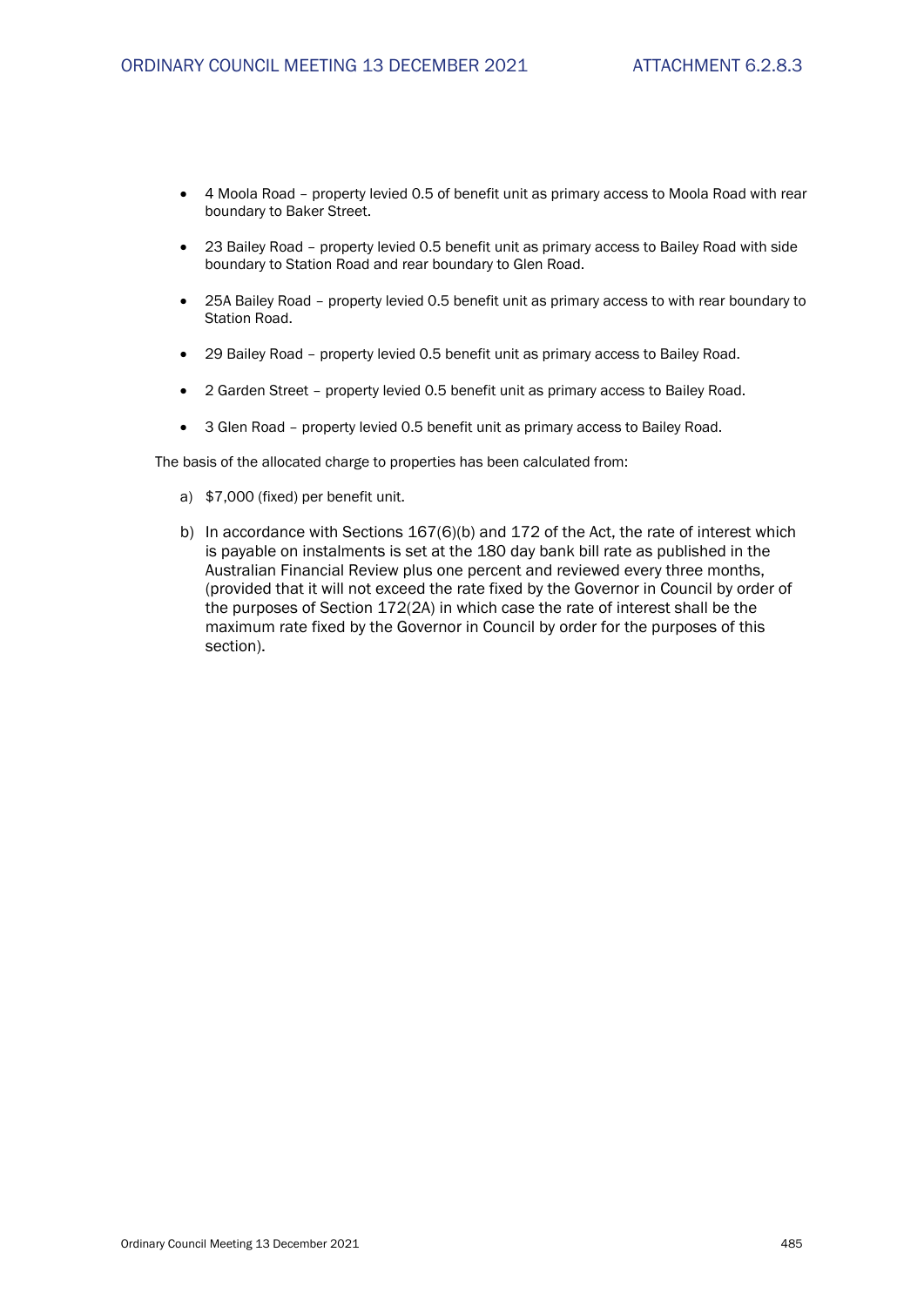- 4 Moola Road – property levied 0.5 of benefit unit as primary access to Moola Road with rear boundary to Baker Street.
- 23 Bailey Road – property levied 0.5 benefit unit as primary access to Bailey Road with side boundary to Station Road and rear boundary to Glen Road.
- 25A Bailey Road – property levied 0.5 benefit unit as primary access to with rear boundary to Station Road.
- 29 Bailey Road – property levied 0.5 benefit unit as primary access to Bailey Road.
- 2 Garden Street – property levied 0.5 benefit unit as primary access to Bailey Road.
- 3 Glen Road – property levied 0.5 benefit unit as primary access to Bailey Road.

The basis of the allocated charge to properties has been calculated from:

a) $7,000 (fixed) per benefit unit.

b) In accordance with Sections 167(6)(b) and 172 of the Act, the rate of interest which is payable on instalments is set at the 180 day bank bill rate as published in the Australian Financial Review plus one percent and reviewed every three months, (provided that it will not exceed the rate fixed by the Governor in Council by order of the purposes of Section 172(2A) in which case the rate of interest shall be the maximum rate fixed by the Governor in Council by order for the purposes of this section).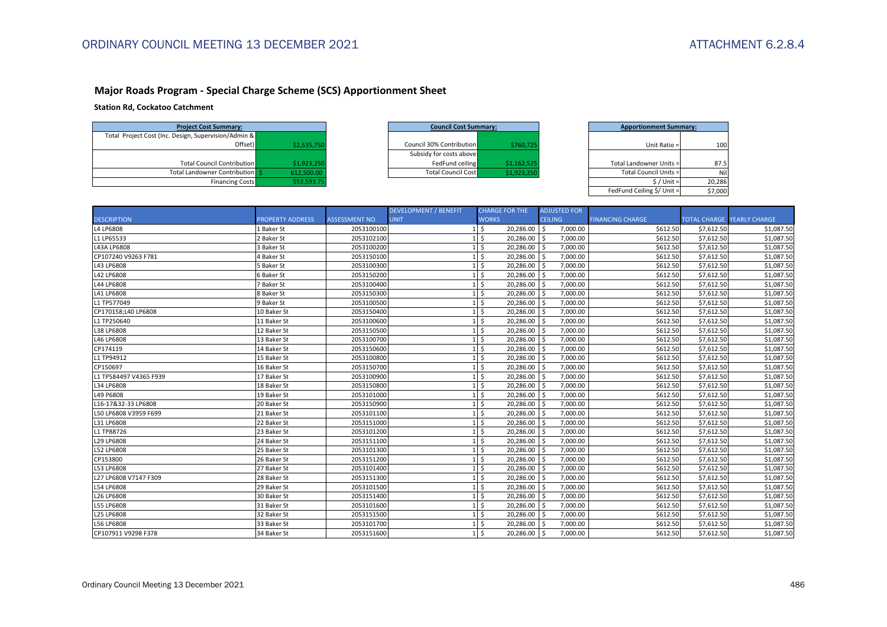## Major Roads Program - Special Charge Scheme (SCS) Apportionment Sheet

**Station Rd, Cockatoo Catchment**

| Project Cost Summary: | |
|---|---|
| Total Project Cost (Inc. Design, Supervision/Admin & Offset) | $2,535,750 |
| Total Council Contribution | $1,923,250 |
| Total Landowner Contribution | $ 612,500.00 |
| Financing Costs | $53,593.75 |

| Council Cost Summary: | |
|---|---|
| Council 30% Contribution | $760,725 |
| Subsidy for costs above FedFund ceiling | $1,162,525 |
| Total Council Cost | $1,923,250 |

| Apportionment Summary: | |
|---|---|
| Unit Ratio = | 100 |
| Total Landowner Units = | 87.5 |
| Total Council Units = | Nil |
| $ / Unit = | 20,286 |
| FedFund Ceiling $/ Unit = | $7,000 |

| DESCRIPTION | PROPERTY ADDRESS | ASSESSMENT NO. | DEVELOPMENT / BENEFIT UNIT | CHARGE FOR THE WORKS | ADJUSTED FOR CEILING | FINANCING CHARGE | TOTAL CHARGE | YEARLY CHARGE |
|---|---|---|---|---|---|---|---|---|
| L4 LP6808 | 1 Baker St | 2053100100 | 1 | $ 20,286.00 | $ 7,000.00 | $612.50 | $7,612.50 | $1,087.50 |
| L1 LP65533 | 2 Baker St | 2053102100 | 1 | $ 20,286.00 | $ 7,000.00 | $612.50 | $7,612.50 | $1,087.50 |
| L43A LP6808 | 3 Baker St | 2053100200 | 1 | $ 20,286.00 | $ 7,000.00 | $612.50 | $7,612.50 | $1,087.50 |
| CP107240 V9263 F781 | 4 Baker St | 2053150100 | 1 | $ 20,286.00 | $ 7,000.00 | $612.50 | $7,612.50 | $1,087.50 |
| L43 LP6808 | 5 Baker St | 2053100300 | 1 | $ 20,286.00 | $ 7,000.00 | $612.50 | $7,612.50 | $1,087.50 |
| L42 LP6808 | 6 Baker St | 2053150200 | 1 | $ 20,286.00 | $ 7,000.00 | $612.50 | $7,612.50 | $1,087.50 |
| L44 LP6808 | 7 Baker St | 2053100400 | 1 | $ 20,286.00 | $ 7,000.00 | $612.50 | $7,612.50 | $1,087.50 |
| L41 LP6808 | 8 Baker St | 2053150300 | 1 | $ 20,286.00 | $ 7,000.00 | $612.50 | $7,612.50 | $1,087.50 |
| L1 TP577049 | 9 Baker St | 2053100500 | 1 | $ 20,286.00 | $ 7,000.00 | $612.50 | $7,612.50 | $1,087.50 |
| CP170158;L40 LP6808 | 10 Baker St | 2053150400 | 1 | $ 20,286.00 | $ 7,000.00 | $612.50 | $7,612.50 | $1,087.50 |
| L1 TP250640 | 11 Baker St | 2053100600 | 1 | $ 20,286.00 | $ 7,000.00 | $612.50 | $7,612.50 | $1,087.50 |
| L38 LP6808 | 12 Baker St | 2053150500 | 1 | $ 20,286.00 | $ 7,000.00 | $612.50 | $7,612.50 | $1,087.50 |
| L46 LP6808 | 13 Baker St | 2053100700 | 1 | $ 20,286.00 | $ 7,000.00 | $612.50 | $7,612.50 | $1,087.50 |
| CP174119 | 14 Baker St | 2053150600 | 1 | $ 20,286.00 | $ 7,000.00 | $612.50 | $7,612.50 | $1,087.50 |
| L1 TP94912 | 15 Baker St | 2053100800 | 1 | $ 20,286.00 | $ 7,000.00 | $612.50 | $7,612.50 | $1,087.50 |
| CP150697 | 16 Baker St | 2053150700 | 1 | $ 20,286.00 | $ 7,000.00 | $612.50 | $7,612.50 | $1,087.50 |
| L1 TP584497 V4365 F939 | 17 Baker St | 2053100900 | 1 | $ 20,286.00 | $ 7,000.00 | $612.50 | $7,612.50 | $1,087.50 |
| L34 LP6808 | 18 Baker St | 2053150800 | 1 | $ 20,286.00 | $ 7,000.00 | $612.50 | $7,612.50 | $1,087.50 |
| L49 P6808 | 19 Baker St | 2053101000 | 1 | $ 20,286.00 | $ 7,000.00 | $612.50 | $7,612.50 | $1,087.50 |
| L16-17&32-33 LP6808 | 20 Baker St | 2053150900 | 1 | $ 20,286.00 | $ 7,000.00 | $612.50 | $7,612.50 | $1,087.50 |
| L50 LP6808 V3959 F699 | 21 Baker St | 2053101100 | 1 | $ 20,286.00 | $ 7,000.00 | $612.50 | $7,612.50 | $1,087.50 |
| L31 LP6808 | 22 Baker St | 2053151000 | 1 | $ 20,286.00 | $ 7,000.00 | $612.50 | $7,612.50 | $1,087.50 |
| L1 TP88726 | 23 Baker St | 2053101200 | 1 | $ 20,286.00 | $ 7,000.00 | $612.50 | $7,612.50 | $1,087.50 |
| L29 LP6808 | 24 Baker St | 2053151100 | 1 | $ 20,286.00 | $ 7,000.00 | $612.50 | $7,612.50 | $1,087.50 |
| L52 LP6808 | 25 Baker St | 2053101300 | 1 | $ 20,286.00 | $ 7,000.00 | $612.50 | $7,612.50 | $1,087.50 |
| CP153800 | 26 Baker St | 2053151200 | 1 | $ 20,286.00 | $ 7,000.00 | $612.50 | $7,612.50 | $1,087.50 |
| L53 LP6808 | 27 Baker St | 2053101400 | 1 | $ 20,286.00 | $ 7,000.00 | $612.50 | $7,612.50 | $1,087.50 |
| L27 LP6808 V7147 F309 | 28 Baker St | 2053151300 | 1 | $ 20,286.00 | $ 7,000.00 | $612.50 | $7,612.50 | $1,087.50 |
| L54 LP6808 | 29 Baker St | 2053101500 | 1 | $ 20,286.00 | $ 7,000.00 | $612.50 | $7,612.50 | $1,087.50 |
| L26 LP6808 | 30 Baker St | 2053151400 | 1 | $ 20,286.00 | $ 7,000.00 | $612.50 | $7,612.50 | $1,087.50 |
| L55 LP6808 | 31 Baker St | 2053101600 | 1 | $ 20,286.00 | $ 7,000.00 | $612.50 | $7,612.50 | $1,087.50 |
| L25 LP6808 | 32 Baker St | 2053151500 | 1 | $ 20,286.00 | $ 7,000.00 | $612.50 | $7,612.50 | $1,087.50 |
| L56 LP6808 | 33 Baker St | 2053101700 | 1 | $ 20,286.00 | $ 7,000.00 | $612.50 | $7,612.50 | $1,087.50 |
| CP107911 V9298 F378 | 34 Baker St | 2053151600 | 1 | $ 20,286.00 | $ 7,000.00 | $612.50 | $7,612.50 | $1,087.50 |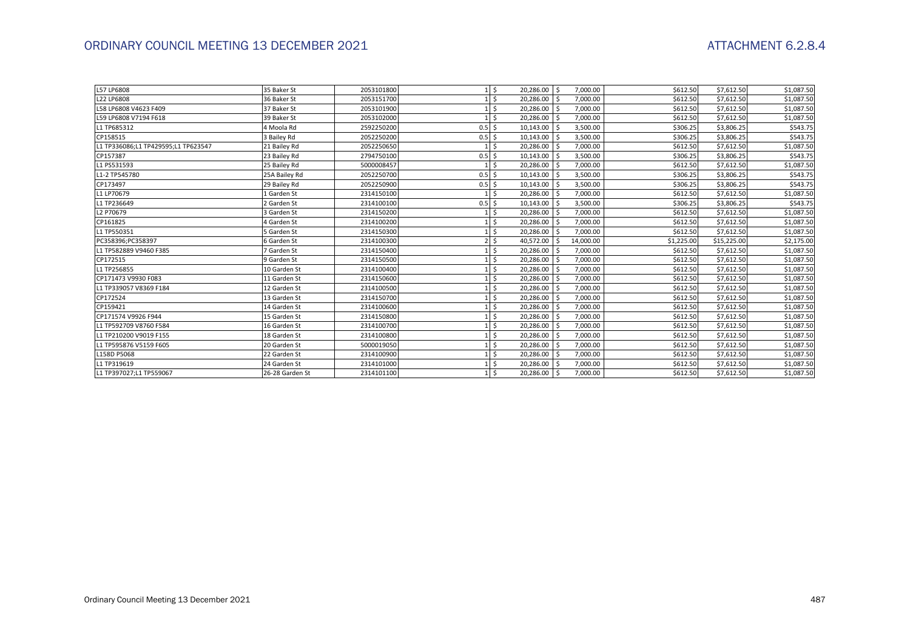| | | | | | | | | |
|---|---|---|---|---|---|---|---|---|
| L57 LP6808 | 35 Baker St | 2053101800 | 1 | $ 20,286.00 | $ 7,000.00 | $612.50 | $7,612.50 | $1,087.50 |
| L22 LP6808 | 36 Baker St | 2053151700 | 1 | $ 20,286.00 | $ 7,000.00 | $612.50 | $7,612.50 | $1,087.50 |
| L58 LP6808 V4623 F409 | 37 Baker St | 2053101900 | 1 | $ 20,286.00 | $ 7,000.00 | $612.50 | $7,612.50 | $1,087.50 |
| L59 LP6808 V7194 F618 | 39 Baker St | 2053102000 | 1 | $ 20,286.00 | $ 7,000.00 | $612.50 | $7,612.50 | $1,087.50 |
| L1 TP685312 | 4 Moola Rd | 2592250200 | 0.5 | $ 10,143.00 | $ 3,500.00 | $306.25 | $3,806.25 | $543.75 |
| CP158515 | 3 Bailey Rd | 2052250200 | 0.5 | $ 10,143.00 | $ 3,500.00 | $306.25 | $3,806.25 | $543.75 |
| L1 TP336086;L1 TP429595;L1 TP623547 | 21 Bailey Rd | 2052250650 | 1 | $ 20,286.00 | $ 7,000.00 | $612.50 | $7,612.50 | $1,087.50 |
| CP157387 | 23 Bailey Rd | 2794750100 | 0.5 | $ 10,143.00 | $ 3,500.00 | $306.25 | $3,806.25 | $543.75 |
| L1 PS531593 | 25 Bailey Rd | 5000008457 | 1 | $ 20,286.00 | $ 7,000.00 | $612.50 | $7,612.50 | $1,087.50 |
| L1-2 TP545780 | 25A Bailey Rd | 2052250700 | 0.5 | $ 10,143.00 | $ 3,500.00 | $306.25 | $3,806.25 | $543.75 |
| CP173497 | 29 Bailey Rd | 2052250900 | 0.5 | $ 10,143.00 | $ 3,500.00 | $306.25 | $3,806.25 | $543.75 |
| L1 LP70679 | 1 Garden St | 2314150100 | 1 | $ 20,286.00 | $ 7,000.00 | $612.50 | $7,612.50 | $1,087.50 |
| L1 TP236649 | 2 Garden St | 2314100100 | 0.5 | $ 10,143.00 | $ 3,500.00 | $306.25 | $3,806.25 | $543.75 |
| L2 P70679 | 3 Garden St | 2314150200 | 1 | $ 20,286.00 | $ 7,000.00 | $612.50 | $7,612.50 | $1,087.50 |
| CP161825 | 4 Garden St | 2314100200 | 1 | $ 20,286.00 | $ 7,000.00 | $612.50 | $7,612.50 | $1,087.50 |
| L1 TP550351 | 5 Garden St | 2314150300 | 1 | $ 20,286.00 | $ 7,000.00 | $612.50 | $7,612.50 | $1,087.50 |
| PC358396;PC358397 | 6 Garden St | 2314100300 | 2 | $ 40,572.00 | $ 14,000.00 | $1,225.00 | $15,225.00 | $2,175.00 |
| L1 TP582889 V9460 F385 | 7 Garden St | 2314150400 | 1 | $ 20,286.00 | $ 7,000.00 | $612.50 | $7,612.50 | $1,087.50 |
| CP172515 | 9 Garden St | 2314150500 | 1 | $ 20,286.00 | $ 7,000.00 | $612.50 | $7,612.50 | $1,087.50 |
| L1 TP256855 | 10 Garden St | 2314100400 | 1 | $ 20,286.00 | $ 7,000.00 | $612.50 | $7,612.50 | $1,087.50 |
| CP171473 V9930 F083 | 11 Garden St | 2314150600 | 1 | $ 20,286.00 | $ 7,000.00 | $612.50 | $7,612.50 | $1,087.50 |
| L1 TP339057 V8369 F184 | 12 Garden St | 2314100500 | 1 | $ 20,286.00 | $ 7,000.00 | $612.50 | $7,612.50 | $1,087.50 |
| CP172524 | 13 Garden St | 2314150700 | 1 | $ 20,286.00 | $ 7,000.00 | $612.50 | $7,612.50 | $1,087.50 |
| CP159421 | 14 Garden St | 2314100600 | 1 | $ 20,286.00 | $ 7,000.00 | $612.50 | $7,612.50 | $1,087.50 |
| CP171574 V9926 F944 | 15 Garden St | 2314150800 | 1 | $ 20,286.00 | $ 7,000.00 | $612.50 | $7,612.50 | $1,087.50 |
| L1 TP592709 V8760 F584 | 16 Garden St | 2314100700 | 1 | $ 20,286.00 | $ 7,000.00 | $612.50 | $7,612.50 | $1,087.50 |
| L1 TP210200 V9019 F155 | 18 Garden St | 2314100800 | 1 | $ 20,286.00 | $ 7,000.00 | $612.50 | $7,612.50 | $1,087.50 |
| L1 TP595876 V5159 F605 | 20 Garden St | 5000019050 | 1 | $ 20,286.00 | $ 7,000.00 | $612.50 | $7,612.50 | $1,087.50 |
| L158D P5068 | 22 Garden St | 2314100900 | 1 | $ 20,286.00 | $ 7,000.00 | $612.50 | $7,612.50 | $1,087.50 |
| L1 TP319619 | 24 Garden St | 2314101000 | 1 | $ 20,286.00 | $ 7,000.00 | $612.50 | $7,612.50 | $1,087.50 |
| L1 TP397027;L1 TP559067 | 26-28 Garden St | 2314101100 | 1 | $ 20,286.00 | $ 7,000.00 | $612.50 | $7,612.50 | $1,087.50 |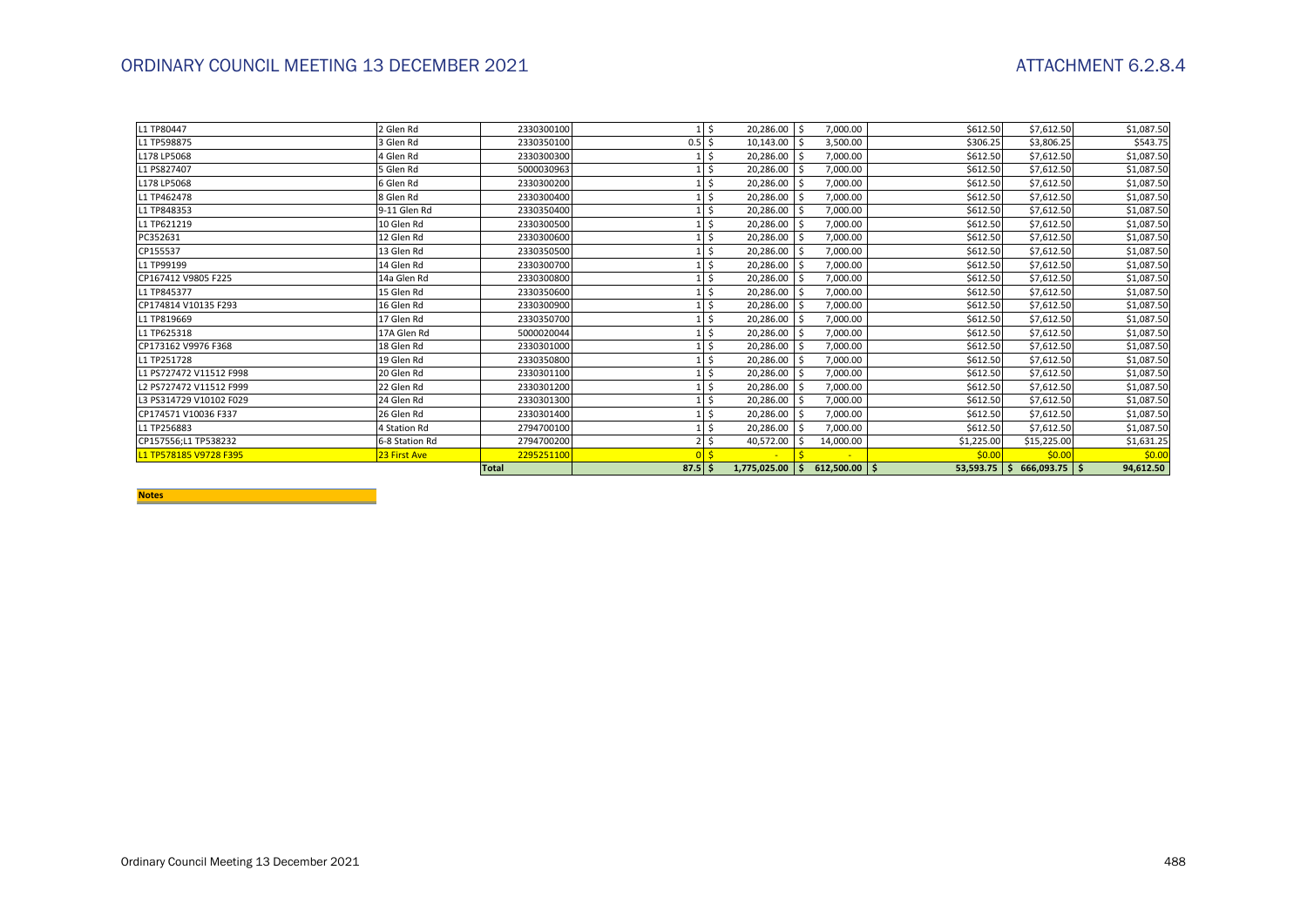| | | | | | | | | |
|---|---|---|---|---|---|---|---|---|
| L1 TP80447 | 2 Glen Rd | 2330300100 | 1 | $ 20,286.00 | $ 7,000.00 | $612.50 | $7,612.50 | $1,087.50 |
| L1 TP598875 | 3 Glen Rd | 2330350100 | 0.5 | $ 10,143.00 | $ 3,500.00 | $306.25 | $3,806.25 | $543.75 |
| L178 LP5068 | 4 Glen Rd | 2330300300 | 1 | $ 20,286.00 | $ 7,000.00 | $612.50 | $7,612.50 | $1,087.50 |
| L1 PS827407 | 5 Glen Rd | 5000030963 | 1 | $ 20,286.00 | $ 7,000.00 | $612.50 | $7,612.50 | $1,087.50 |
| L178 LP5068 | 6 Glen Rd | 2330300200 | 1 | $ 20,286.00 | $ 7,000.00 | $612.50 | $7,612.50 | $1,087.50 |
| L1 TP462478 | 8 Glen Rd | 2330300400 | 1 | $ 20,286.00 | $ 7,000.00 | $612.50 | $7,612.50 | $1,087.50 |
| L1 TP848353 | 9-11 Glen Rd | 2330350400 | 1 | $ 20,286.00 | $ 7,000.00 | $612.50 | $7,612.50 | $1,087.50 |
| L1 TP621219 | 10 Glen Rd | 2330300500 | 1 | $ 20,286.00 | $ 7,000.00 | $612.50 | $7,612.50 | $1,087.50 |
| PC352631 | 12 Glen Rd | 2330300600 | 1 | $ 20,286.00 | $ 7,000.00 | $612.50 | $7,612.50 | $1,087.50 |
| CP155537 | 13 Glen Rd | 2330350500 | 1 | $ 20,286.00 | $ 7,000.00 | $612.50 | $7,612.50 | $1,087.50 |
| L1 TP99199 | 14 Glen Rd | 2330300700 | 1 | $ 20,286.00 | $ 7,000.00 | $612.50 | $7,612.50 | $1,087.50 |
| CP167412 V9805 F225 | 14a Glen Rd | 2330300800 | 1 | $ 20,286.00 | $ 7,000.00 | $612.50 | $7,612.50 | $1,087.50 |
| L1 TP845377 | 15 Glen Rd | 2330350600 | 1 | $ 20,286.00 | $ 7,000.00 | $612.50 | $7,612.50 | $1,087.50 |
| CP174814 V10135 F293 | 16 Glen Rd | 2330300900 | 1 | $ 20,286.00 | $ 7,000.00 | $612.50 | $7,612.50 | $1,087.50 |
| L1 TP819669 | 17 Glen Rd | 2330350700 | 1 | $ 20,286.00 | $ 7,000.00 | $612.50 | $7,612.50 | $1,087.50 |
| L1 TP625318 | 17A Glen Rd | 5000020044 | 1 | $ 20,286.00 | $ 7,000.00 | $612.50 | $7,612.50 | $1,087.50 |
| CP173162 V9976 F368 | 18 Glen Rd | 2330301000 | 1 | $ 20,286.00 | $ 7,000.00 | $612.50 | $7,612.50 | $1,087.50 |
| L1 TP251728 | 19 Glen Rd | 2330350800 | 1 | $ 20,286.00 | $ 7,000.00 | $612.50 | $7,612.50 | $1,087.50 |
| L1 PS727472 V11512 F998 | 20 Glen Rd | 2330301100 | 1 | $ 20,286.00 | $ 7,000.00 | $612.50 | $7,612.50 | $1,087.50 |
| L2 PS727472 V11512 F999 | 22 Glen Rd | 2330301200 | 1 | $ 20,286.00 | $ 7,000.00 | $612.50 | $7,612.50 | $1,087.50 |
| L3 PS314729 V10102 F029 | 24 Glen Rd | 2330301300 | 1 | $ 20,286.00 | $ 7,000.00 | $612.50 | $7,612.50 | $1,087.50 |
| CP174571 V10036 F337 | 26 Glen Rd | 2330301400 | 1 | $ 20,286.00 | $ 7,000.00 | $612.50 | $7,612.50 | $1,087.50 |
| L1 TP256883 | 4 Station Rd | 2794700100 | 1 | $ 20,286.00 | $ 7,000.00 | $612.50 | $7,612.50 | $1,087.50 |
| CP157556;L1 TP538232 | 6-8 Station Rd | 2794700200 | 2 | $ 40,572.00 | $ 14,000.00 | $1,225.00 | $15,225.00 | $1,631.25 |
| L1 TP578185 V9728 F395 | 23 First Ave | 2295251100 | 0 | $ - | $ - | $0.00 | $0.00 | $0.00 |
| | | **Total** | **87.5** | **$ 1,775,025.00** | **$ 612,500.00** | **$ 53,593.75** | **$ 666,093.75** | **$ 94,612.50** |

**Notes**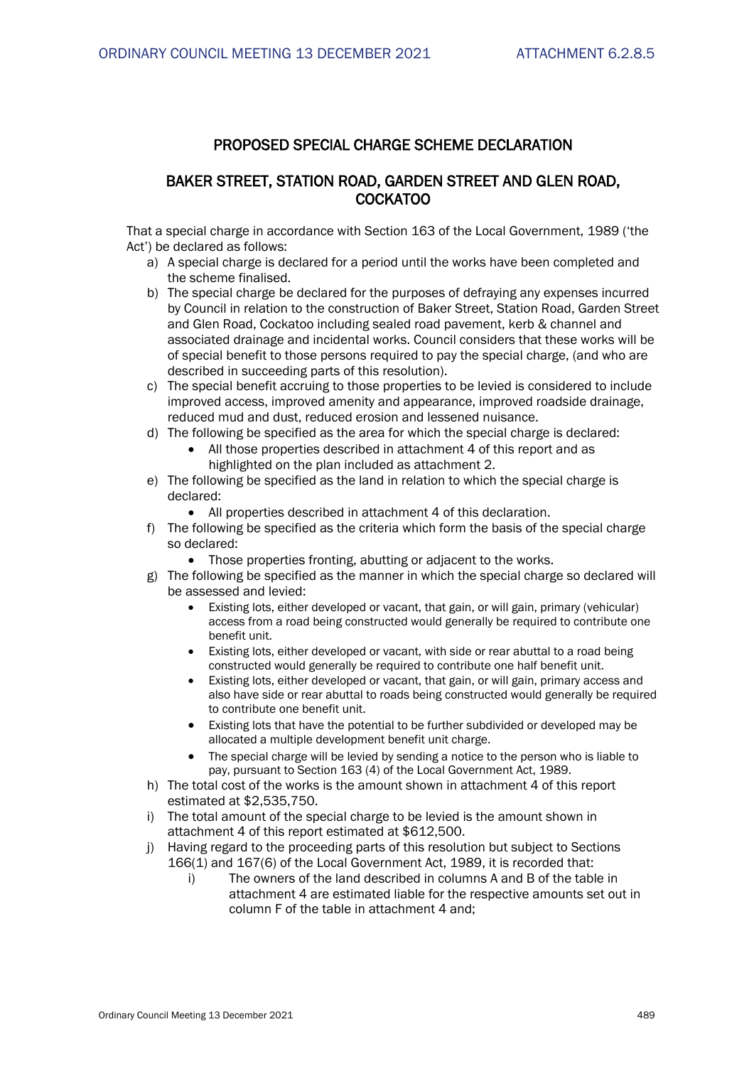## PROPOSED SPECIAL CHARGE SCHEME DECLARATION

## BAKER STREET, STATION ROAD, GARDEN STREET AND GLEN ROAD, COCKATOO

That a special charge in accordance with Section 163 of the Local Government, 1989 ('the Act') be declared as follows:

a) A special charge is declared for a period until the works have been completed and the scheme finalised.
b) The special charge be declared for the purposes of defraying any expenses incurred by Council in relation to the construction of Baker Street, Station Road, Garden Street and Glen Road, Cockatoo including sealed road pavement, kerb & channel and associated drainage and incidental works. Council considers that these works will be of special benefit to those persons required to pay the special charge, (and who are described in succeeding parts of this resolution).
c) The special benefit accruing to those properties to be levied is considered to include improved access, improved amenity and appearance, improved roadside drainage, reduced mud and dust, reduced erosion and lessened nuisance.
d) The following be specified as the area for which the special charge is declared:
    - All those properties described in attachment 4 of this report and as highlighted on the plan included as attachment 2.
e) The following be specified as the land in relation to which the special charge is declared:
    - All properties described in attachment 4 of this declaration.
f) The following be specified as the criteria which form the basis of the special charge so declared:
    - Those properties fronting, abutting or adjacent to the works.
g) The following be specified as the manner in which the special charge so declared will be assessed and levied:
    - Existing lots, either developed or vacant, that gain, or will gain, primary (vehicular) access from a road being constructed would generally be required to contribute one benefit unit.
    - Existing lots, either developed or vacant, with side or rear abuttal to a road being constructed would generally be required to contribute one half benefit unit.
    - Existing lots, either developed or vacant, that gain, or will gain, primary access and also have side or rear abuttal to roads being constructed would generally be required to contribute one benefit unit.
    - Existing lots that have the potential to be further subdivided or developed may be allocated a multiple development benefit unit charge.
    - The special charge will be levied by sending a notice to the person who is liable to pay, pursuant to Section 163 (4) of the Local Government Act, 1989.
h) The total cost of the works is the amount shown in attachment 4 of this report estimated at $2,535,750.
i) The total amount of the special charge to be levied is the amount shown in attachment 4 of this report estimated at $612,500.
j) Having regard to the proceeding parts of this resolution but subject to Sections 166(1) and 167(6) of the Local Government Act, 1989, it is recorded that:
    i) The owners of the land described in columns A and B of the table in attachment 4 are estimated liable for the respective amounts set out in column F of the table in attachment 4 and;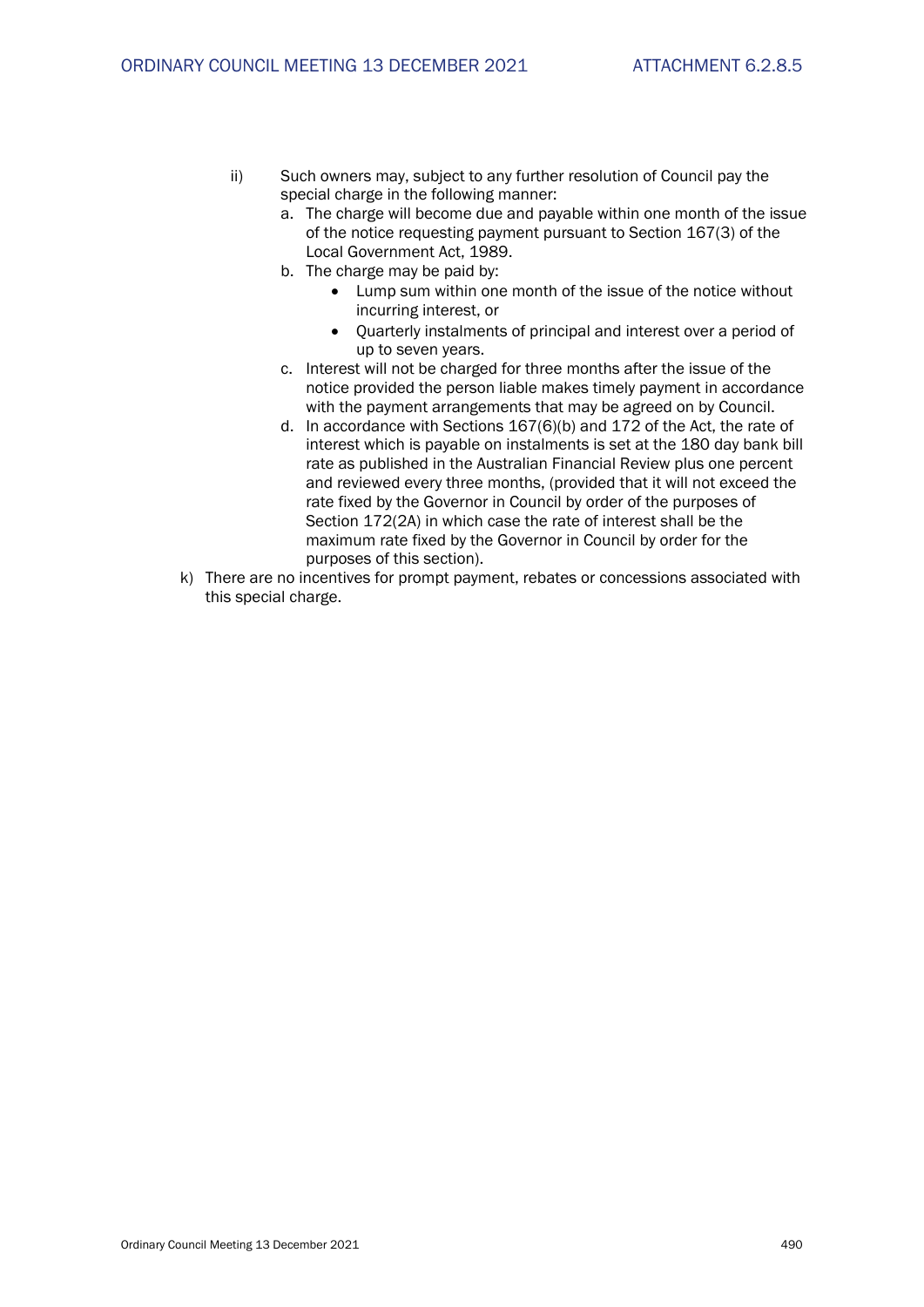ii) Such owners may, subject to any further resolution of Council pay the special charge in the following manner:

   a. The charge will become due and payable within one month of the issue of the notice requesting payment pursuant to Section 167(3) of the Local Government Act, 1989.
   b. The charge may be paid by:
      - Lump sum within one month of the issue of the notice without incurring interest, or
      - Quarterly instalments of principal and interest over a period of up to seven years.
   c. Interest will not be charged for three months after the issue of the notice provided the person liable makes timely payment in accordance with the payment arrangements that may be agreed on by Council.
   d. In accordance with Sections 167(6)(b) and 172 of the Act, the rate of interest which is payable on instalments is set at the 180 day bank bill rate as published in the Australian Financial Review plus one percent and reviewed every three months, (provided that it will not exceed the rate fixed by the Governor in Council by order of the purposes of Section 172(2A) in which case the rate of interest shall be the maximum rate fixed by the Governor in Council by order for the purposes of this section).

k) There are no incentives for prompt payment, rebates or concessions associated with this special charge.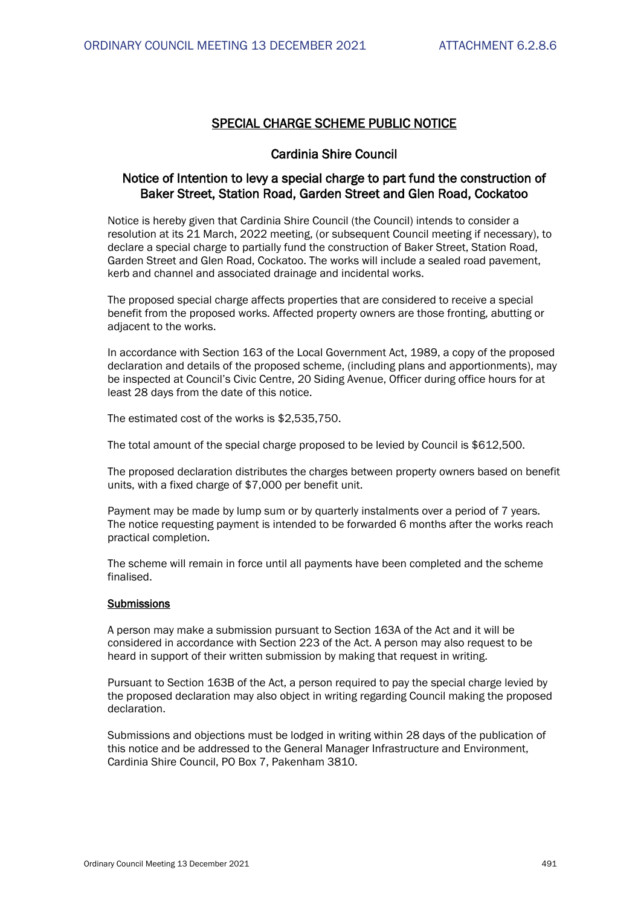# SPECIAL CHARGE SCHEME PUBLIC NOTICE

## Cardinia Shire Council

## Notice of Intention to levy a special charge to part fund the construction of Baker Street, Station Road, Garden Street and Glen Road, Cockatoo

Notice is hereby given that Cardinia Shire Council (the Council) intends to consider a resolution at its 21 March, 2022 meeting, (or subsequent Council meeting if necessary), to declare a special charge to partially fund the construction of Baker Street, Station Road, Garden Street and Glen Road, Cockatoo. The works will include a sealed road pavement, kerb and channel and associated drainage and incidental works.

The proposed special charge affects properties that are considered to receive a special benefit from the proposed works. Affected property owners are those fronting, abutting or adjacent to the works.

In accordance with Section 163 of the Local Government Act, 1989, a copy of the proposed declaration and details of the proposed scheme, (including plans and apportionments), may be inspected at Council's Civic Centre, 20 Siding Avenue, Officer during office hours for at least 28 days from the date of this notice.

The estimated cost of the works is $2,535,750.

The total amount of the special charge proposed to be levied by Council is $612,500.

The proposed declaration distributes the charges between property owners based on benefit units, with a fixed charge of $7,000 per benefit unit.

Payment may be made by lump sum or by quarterly instalments over a period of 7 years. The notice requesting payment is intended to be forwarded 6 months after the works reach practical completion.

The scheme will remain in force until all payments have been completed and the scheme finalised.

**Submissions**

A person may make a submission pursuant to Section 163A of the Act and it will be considered in accordance with Section 223 of the Act. A person may also request to be heard in support of their written submission by making that request in writing.

Pursuant to Section 163B of the Act, a person required to pay the special charge levied by the proposed declaration may also object in writing regarding Council making the proposed declaration.

Submissions and objections must be lodged in writing within 28 days of the publication of this notice and be addressed to the General Manager Infrastructure and Environment, Cardinia Shire Council, PO Box 7, Pakenham 3810.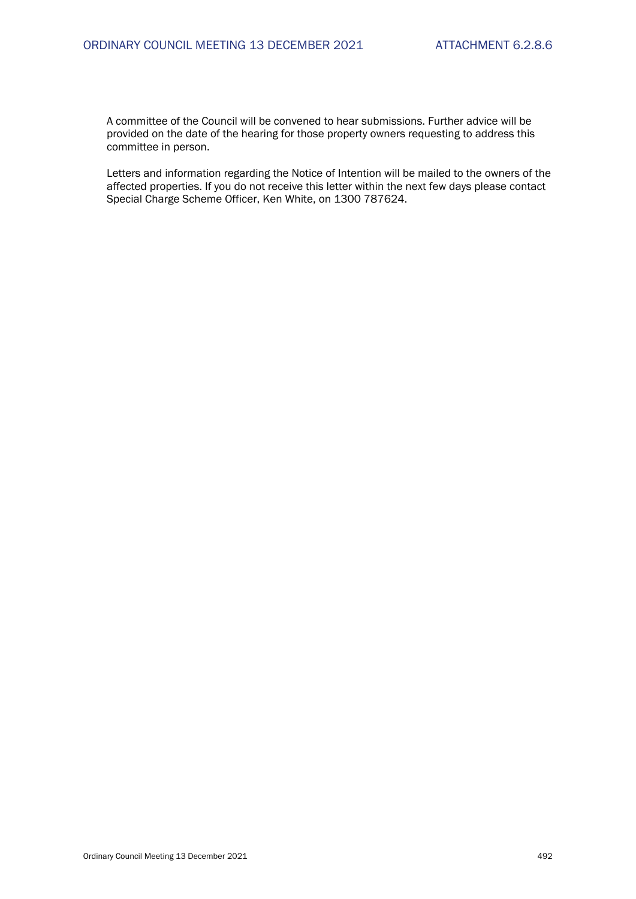A committee of the Council will be convened to hear submissions. Further advice will be provided on the date of the hearing for those property owners requesting to address this committee in person.

Letters and information regarding the Notice of Intention will be mailed to the owners of the affected properties. If you do not receive this letter within the next few days please contact Special Charge Scheme Officer, Ken White, on 1300 787624.